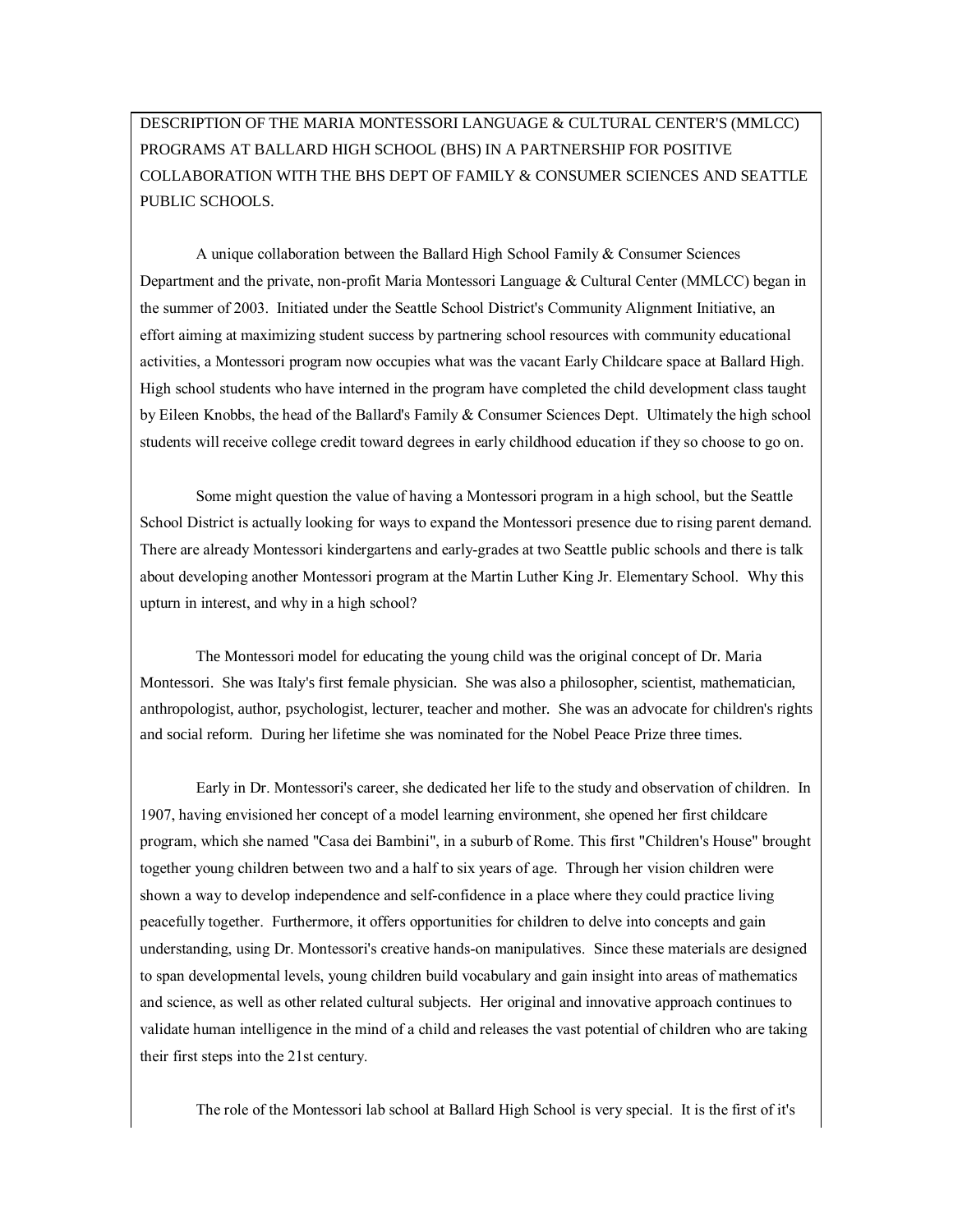# DESCRIPTION OF THE MARIA MONTESSORI LANGUAGE & CULTURAL CENTER'S (MMLCC) PROGRAMS AT BALLARD HIGH SCHOOL (BHS) IN A PARTNERSHIP FOR POSITIVE COLLABORATION WITH THE BHS DEPT OF FAMILY & CONSUMER SCIENCES AND SEATTLE PUBLIC SCHOOLS.

A unique collaboration between the Ballard High School Family & Consumer Sciences Department and the private, non-profit Maria Montessori Language & Cultural Center (MMLCC) began in the summer of 2003. Initiated under the Seattle School District's Community Alignment Initiative, an effort aiming at maximizing student success by partnering school resources with community educational activities, a Montessori program now occupies what was the vacant Early Childcare space at Ballard High. High school students who have interned in the program have completed the child development class taught by Eileen Knobbs, the head of the Ballard's Family & Consumer Sciences Dept. Ultimately the high school students will receive college credit toward degrees in early childhood education if they so choose to go on.

Some might question the value of having a Montessori program in a high school, but the Seattle School District is actually looking for ways to expand the Montessori presence due to rising parent demand. There are already Montessori kindergartens and early-grades at two Seattle public schools and there is talk about developing another Montessori program at the Martin Luther King Jr. Elementary School. Why this upturn in interest, and why in a high school?

The Montessori model for educating the young child was the original concept of Dr. Maria Montessori. She was Italy's first female physician. She was also a philosopher, scientist, mathematician, anthropologist, author, psychologist, lecturer, teacher and mother. She was an advocate for children's rights and social reform. During her lifetime she was nominated for the Nobel Peace Prize three times.

Early in Dr. Montessori's career, she dedicated her life to the study and observation of children. In 1907, having envisioned her concept of a model learning environment, she opened her first childcare program, which she named "Casa dei Bambini", in a suburb of Rome. This first "Children's House" brought together young children between two and a half to six years of age. Through her vision children were shown a way to develop independence and self-confidence in a place where they could practice living peacefully together. Furthermore, it offers opportunities for children to delve into concepts and gain understanding, using Dr. Montessori's creative hands-on manipulatives. Since these materials are designed to span developmental levels, young children build vocabulary and gain insight into areas of mathematics and science, as well as other related cultural subjects. Her original and innovative approach continues to validate human intelligence in the mind of a child and releases the vast potential of children who are taking their first steps into the 21st century.

The role of the Montessori lab school at Ballard High School is very special. It is the first of it's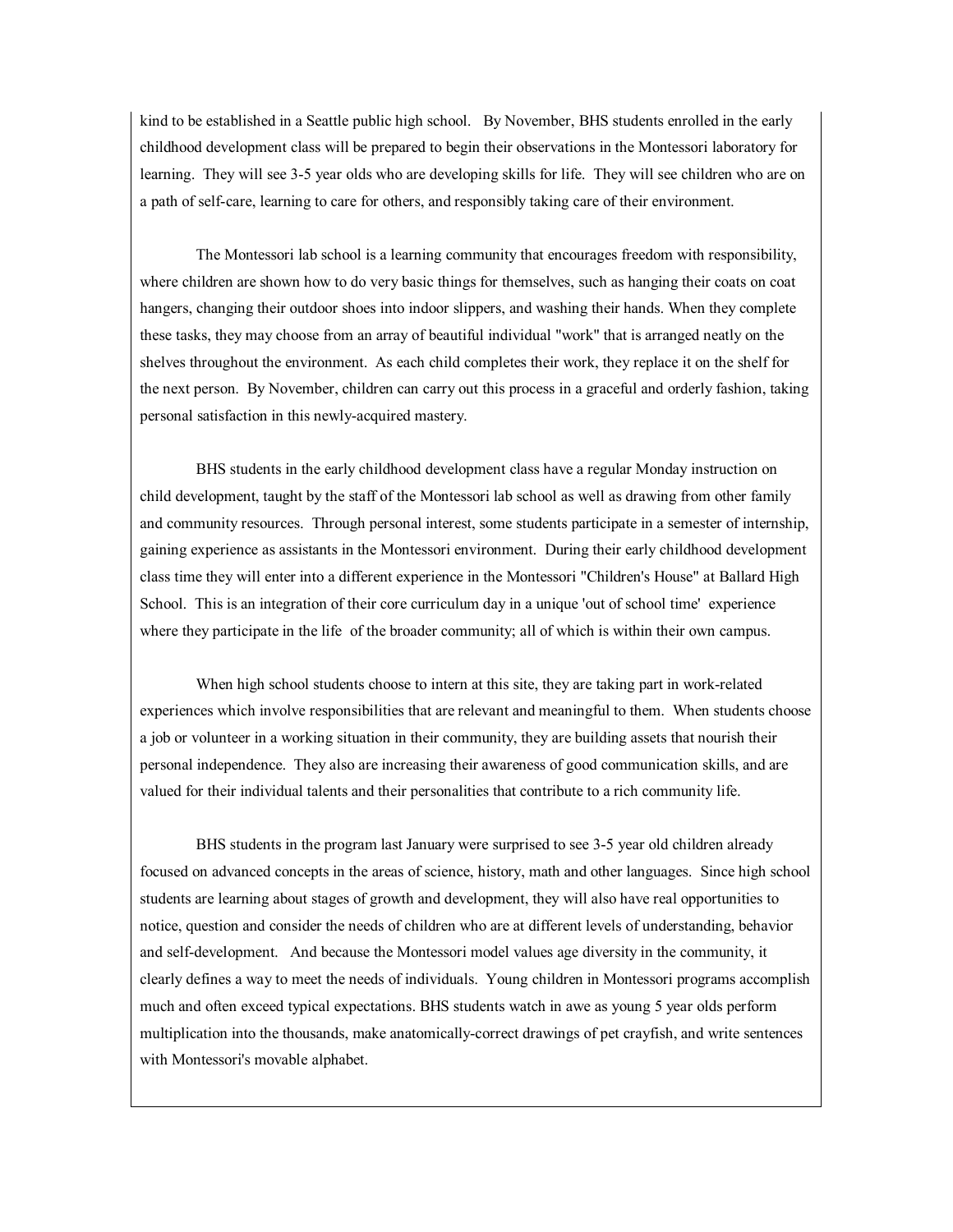kind to be established in a Seattle public high school. By November, BHS students enrolled in the early childhood development class will be prepared to begin their observations in the Montessori laboratory for learning. They will see 3-5 year olds who are developing skills for life. They will see children who are on a path of self-care, learning to care for others, and responsibly taking care of their environment.

The Montessori lab school is a learning community that encourages freedom with responsibility, where children are shown how to do very basic things for themselves, such as hanging their coats on coat hangers, changing their outdoor shoes into indoor slippers, and washing their hands. When they complete these tasks, they may choose from an array of beautiful individual "work" that is arranged neatly on the shelves throughout the environment. As each child completes their work, they replace it on the shelf for the next person. By November, children can carry out this process in a graceful and orderly fashion, taking personal satisfaction in this newly-acquired mastery.

BHS students in the early childhood development class have a regular Monday instruction on child development, taught by the staff of the Montessori lab school as well as drawing from other family and community resources. Through personal interest, some students participate in a semester of internship, gaining experience as assistants in the Montessori environment. During their early childhood development class time they will enter into a different experience in the Montessori "Children's House" at Ballard High School. This is an integration of their core curriculum day in a unique 'out of school time' experience where they participate in the life of the broader community; all of which is within their own campus.

When high school students choose to intern at this site, they are taking part in work-related experiences which involve responsibilities that are relevant and meaningful to them. When students choose a job or volunteer in a working situation in their community, they are building assets that nourish their personal independence. They also are increasing their awareness of good communication skills, and are valued for their individual talents and their personalities that contribute to a rich community life.

BHS students in the program last January were surprised to see 3-5 year old children already focused on advanced concepts in the areas of science, history, math and other languages. Since high school students are learning about stages of growth and development, they will also have real opportunities to notice, question and consider the needs of children who are at different levels of understanding, behavior and self-development. And because the Montessori model values age diversity in the community, it clearly defines a way to meet the needs of individuals. Young children in Montessori programs accomplish much and often exceed typical expectations. BHS students watch in awe as young 5 year olds perform multiplication into the thousands, make anatomically-correct drawings of pet crayfish, and write sentences with Montessori's movable alphabet.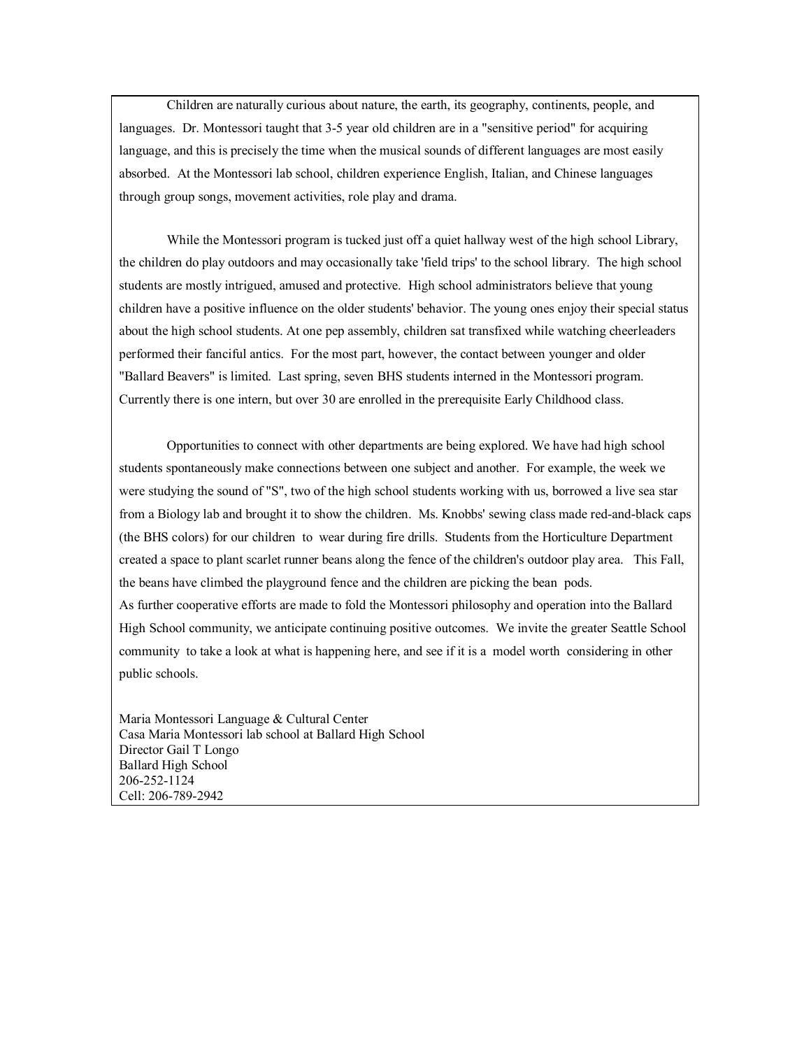Children are naturally curious about nature, the earth, its geography, continents, people, and languages. Dr. Montessori taught that 3-5 year old children are in a "sensitive period" for acquiring language, and this is precisely the time when the musical sounds of different languages are most easily absorbed. At the Montessori lab school, children experience English, Italian, and Chinese languages through group songs, movement activities, role play and drama.

While the Montessori program is tucked just off a quiet hallway west of the high school Library, the children do play outdoors and may occasionally take 'field trips' to the school library. The high school students are mostly intrigued, amused and protective. High school administrators believe that young children have a positive influence on the older students' behavior. The young ones enjoy their special status about the high school students. At one pep assembly, children sat transfixed while watching cheerleaders performed their fanciful antics. For the most part, however, the contact between younger and older "Ballard Beavers" is limited. Last spring, seven BHS students interned in the Montessori program. Currently there is one intern, but over 30 are enrolled in the prerequisite Early Childhood class.

Opportunities to connect with other departments are being explored. We have had high school students spontaneously make connections between one subject and another. For example, the week we were studying the sound of "S", two of the high school students working with us, borrowed a live sea star from a Biology lab and brought it to show the children. Ms. Knobbs' sewing class made red-and-black caps (the BHS colors) for our children to wear during fire drills. Students from the Horticulture Department created a space to plant scarlet runner beans along the fence of the children's outdoor play area. This Fall, the beans have climbed the playground fence and the children are picking the bean pods.
As further cooperative efforts are made to fold the Montessori philosophy and operation into the Ballard High School community, we anticipate continuing positive outcomes. We invite the greater Seattle School community to take a look at what is happening here, and see if it is a model worth considering in other public schools.

Maria Montessori Language & Cultural Center
Casa Maria Montessori lab school at Ballard High School
Director Gail T Longo
Ballard High School
206-252-1124
Cell: 206-789-2942